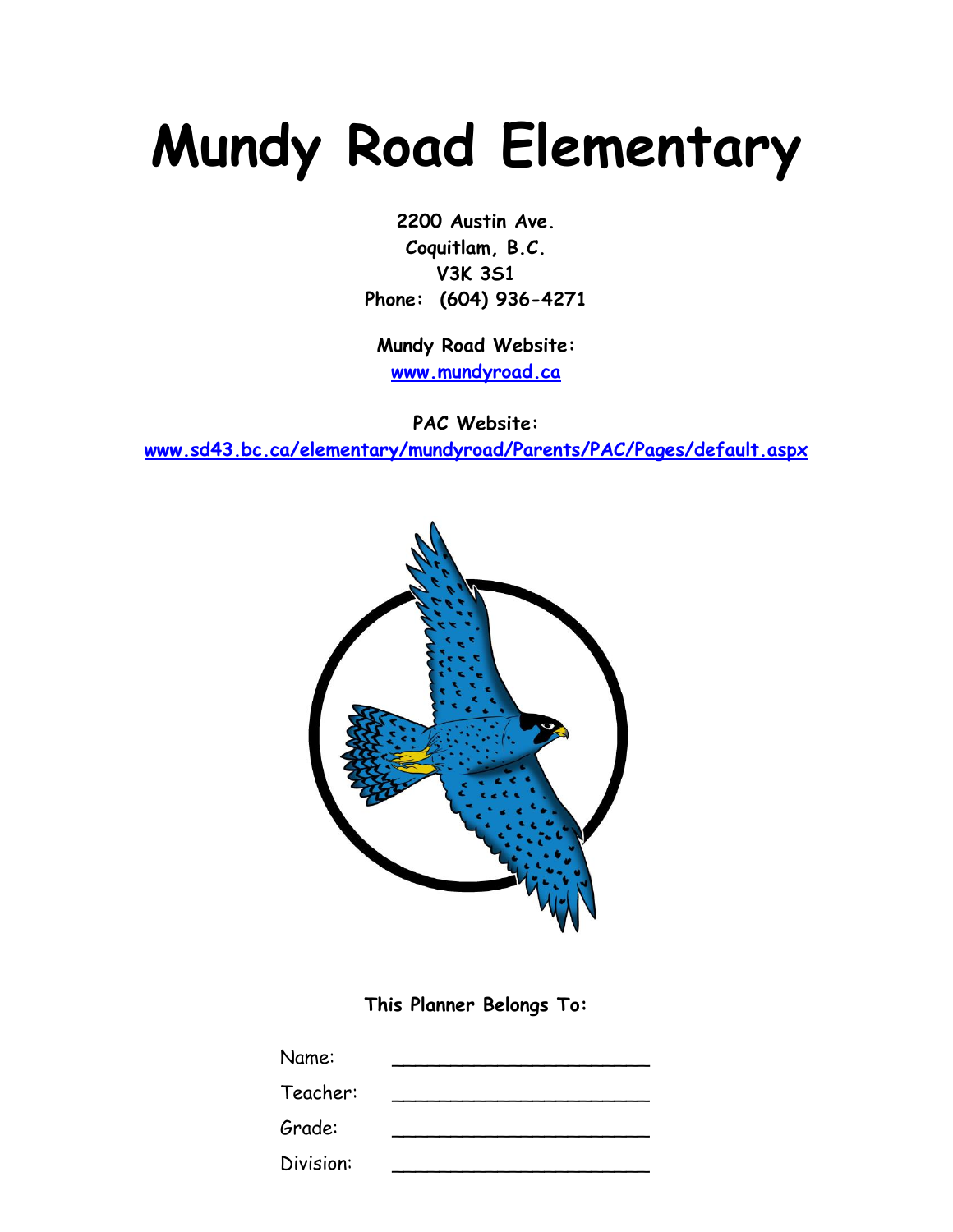# Mundy Road Elementary

**2200 Austin Ave.**
**Coquitlam, B.C.**
**V3K 3S1**
**Phone: (604) 936-4271**

**Mundy Road Website:**
**www.mundyroad.ca**

**PAC Website:**
**www.sd43.bc.ca/elementary/mundyroad/Parents/PAC/Pages/default.aspx**

**This Planner Belongs To:**

Name: ______________________

Teacher: ______________________

Grade: ______________________

Division: ______________________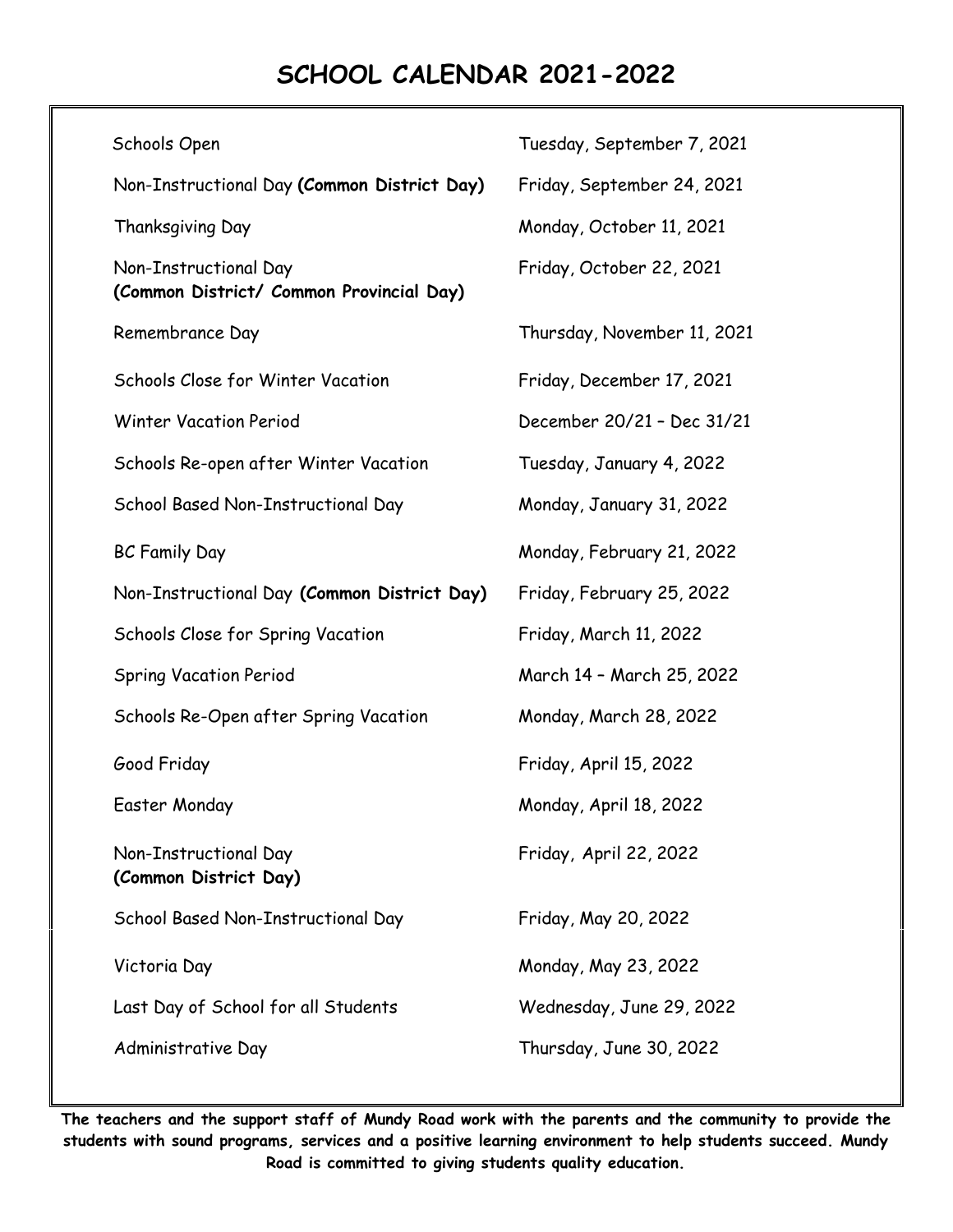# SCHOOL CALENDAR 2021-2022

| | |
|---|---|
| Schools Open | Tuesday, September 7, 2021 |
| Non-Instructional Day **(Common District Day)** | Friday, September 24, 2021 |
| Thanksgiving Day | Monday, October 11, 2021 |
| Non-Instructional Day **(Common District/ Common Provincial Day)** | Friday, October 22, 2021 |
| Remembrance Day | Thursday, November 11, 2021 |
| Schools Close for Winter Vacation | Friday, December 17, 2021 |
| Winter Vacation Period | December 20/21 – Dec 31/21 |
| Schools Re-open after Winter Vacation | Tuesday, January 4, 2022 |
| School Based Non-Instructional Day | Monday, January 31, 2022 |
| BC Family Day | Monday, February 21, 2022 |
| Non-Instructional Day **(Common District Day)** | Friday, February 25, 2022 |
| Schools Close for Spring Vacation | Friday, March 11, 2022 |
| Spring Vacation Period | March 14 – March 25, 2022 |
| Schools Re-Open after Spring Vacation | Monday, March 28, 2022 |
| Good Friday | Friday, April 15, 2022 |
| Easter Monday | Monday, April 18, 2022 |
| Non-Instructional Day **(Common District Day)** | Friday, April 22, 2022 |
| School Based Non-Instructional Day | Friday, May 20, 2022 |
| Victoria Day | Monday, May 23, 2022 |
| Last Day of School for all Students | Wednesday, June 29, 2022 |
| Administrative Day | Thursday, June 30, 2022 |

**The teachers and the support staff of Mundy Road work with the parents and the community to provide the students with sound programs, services and a positive learning environment to help students succeed. Mundy Road is committed to giving students quality education.**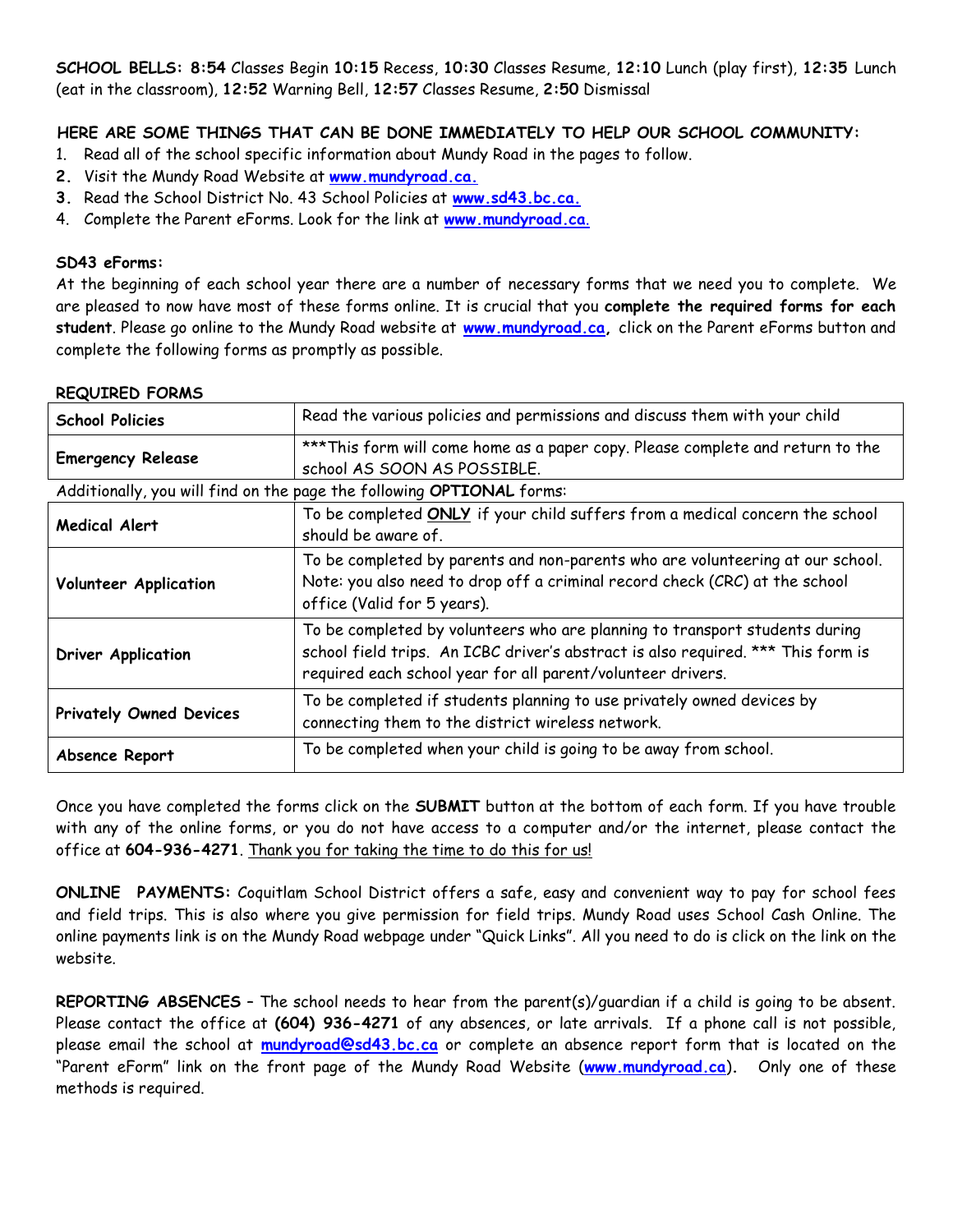**SCHOOL BELLS: 8:54** Classes Begin **10:15** Recess, **10:30** Classes Resume, **12:10** Lunch (play first), **12:35** Lunch (eat in the classroom), **12:52** Warning Bell, **12:57** Classes Resume, **2:50** Dismissal

**HERE ARE SOME THINGS THAT CAN BE DONE IMMEDIATELY TO HELP OUR SCHOOL COMMUNITY:**

1. Read all of the school specific information about Mundy Road in the pages to follow.
2. Visit the Mundy Road Website at **www.mundyroad.ca.**
3. Read the School District No. 43 School Policies at **www.sd43.bc.ca.**
4. Complete the Parent eForms. Look for the link at **www.mundyroad.ca**.

**SD43 eForms:**

At the beginning of each school year there are a number of necessary forms that we need you to complete. We are pleased to now have most of these forms online. It is crucial that you **complete the required forms for each student**. Please go online to the Mundy Road website at **www.mundyroad.ca,** click on the Parent eForms button and complete the following forms as promptly as possible.

**REQUIRED FORMS**

| | |
|---|---|
| **School Policies** | Read the various policies and permissions and discuss them with your child |
| **Emergency Release** | ***This form will come home as a paper copy. Please complete and return to the school AS SOON AS POSSIBLE. |

Additionally, you will find on the page the following **OPTIONAL** forms:

| | |
|---|---|
| **Medical Alert** | To be completed <u>**ONLY**</u> if your child suffers from a medical concern the school should be aware of. |
| **Volunteer Application** | To be completed by parents and non-parents who are volunteering at our school. Note: you also need to drop off a criminal record check (CRC) at the school office (Valid for 5 years). |
| **Driver Application** | To be completed by volunteers who are planning to transport students during school field trips. An ICBC driver's abstract is also required. *** This form is required each school year for all parent/volunteer drivers. |
| **Privately Owned Devices** | To be completed if students planning to use privately owned devices by connecting them to the district wireless network. |
| **Absence Report** | To be completed when your child is going to be away from school. |

Once you have completed the forms click on the **SUBMIT** button at the bottom of each form. If you have trouble with any of the online forms, or you do not have access to a computer and/or the internet, please contact the office at **604-936-4271**. <u>Thank you for taking the time to do this for us!</u>

**ONLINE PAYMENTS:** Coquitlam School District offers a safe, easy and convenient way to pay for school fees and field trips. This is also where you give permission for field trips. Mundy Road uses School Cash Online. The online payments link is on the Mundy Road webpage under "Quick Links". All you need to do is click on the link on the website.

**REPORTING ABSENCES** – The school needs to hear from the parent(s)/guardian if a child is going to be absent. Please contact the office at **(604) 936-4271** of any absences, or late arrivals. If a phone call is not possible, please email the school at **mundyroad@sd43.bc.ca** or complete an absence report form that is located on the "Parent eForm" link on the front page of the Mundy Road Website (**www.mundyroad.ca**). Only one of these methods is required.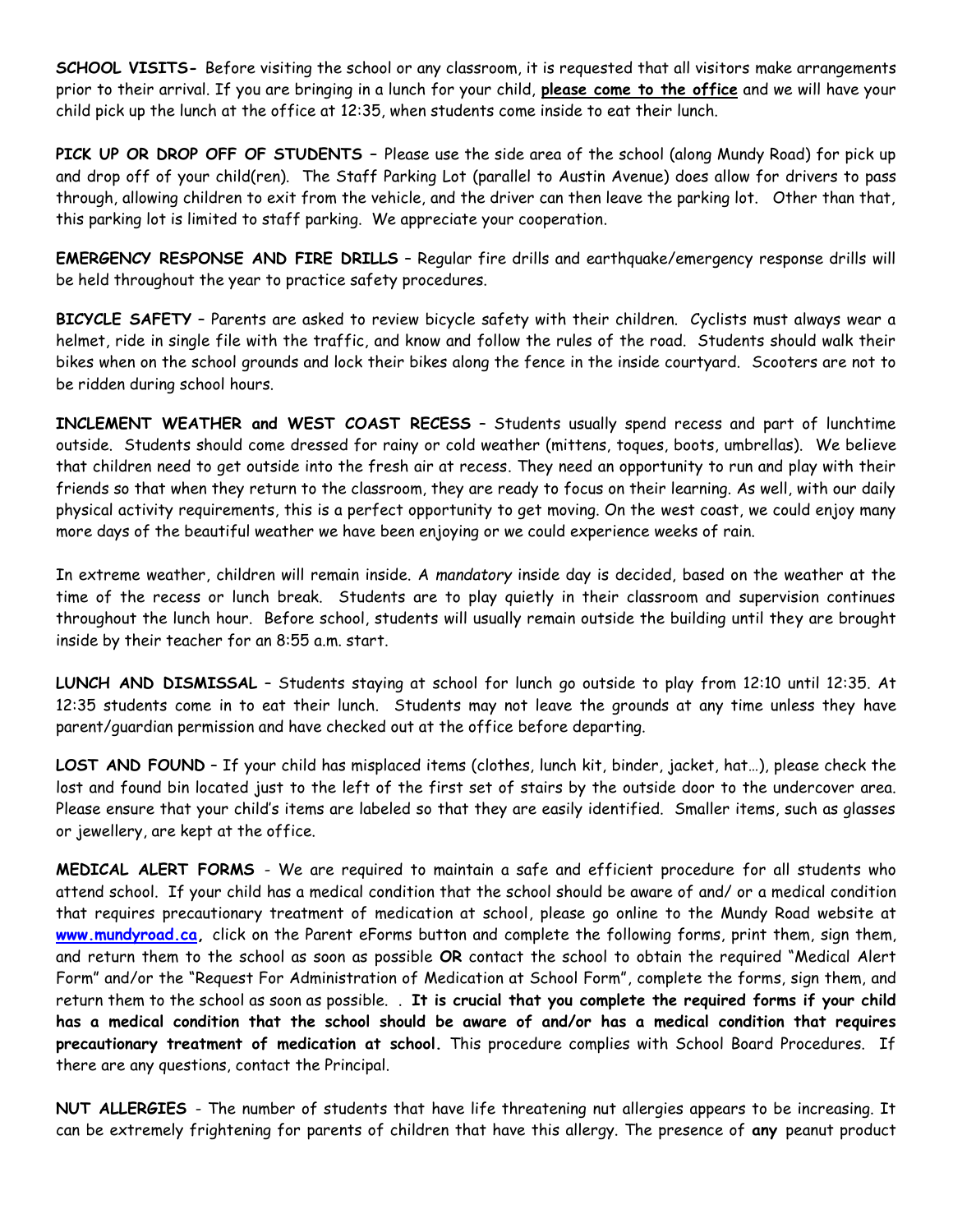**SCHOOL VISITS-** Before visiting the school or any classroom, it is requested that all visitors make arrangements prior to their arrival. If you are bringing in a lunch for your child, **please come to the office** and we will have your child pick up the lunch at the office at 12:35, when students come inside to eat their lunch.

**PICK UP OR DROP OFF OF STUDENTS –** Please use the side area of the school (along Mundy Road) for pick up and drop off of your child(ren). The Staff Parking Lot (parallel to Austin Avenue) does allow for drivers to pass through, allowing children to exit from the vehicle, and the driver can then leave the parking lot. Other than that, this parking lot is limited to staff parking. We appreciate your cooperation.

**EMERGENCY RESPONSE AND FIRE DRILLS** – Regular fire drills and earthquake/emergency response drills will be held throughout the year to practice safety procedures.

**BICYCLE SAFETY** – Parents are asked to review bicycle safety with their children. Cyclists must always wear a helmet, ride in single file with the traffic, and know and follow the rules of the road. Students should walk their bikes when on the school grounds and lock their bikes along the fence in the inside courtyard. Scooters are not to be ridden during school hours.

**INCLEMENT WEATHER and WEST COAST RECESS** – Students usually spend recess and part of lunchtime outside. Students should come dressed for rainy or cold weather (mittens, toques, boots, umbrellas). We believe that children need to get outside into the fresh air at recess. They need an opportunity to run and play with their friends so that when they return to the classroom, they are ready to focus on their learning. As well, with our daily physical activity requirements, this is a perfect opportunity to get moving. On the west coast, we could enjoy many more days of the beautiful weather we have been enjoying or we could experience weeks of rain.

In extreme weather, children will remain inside. A *mandatory* inside day is decided, based on the weather at the time of the recess or lunch break. Students are to play quietly in their classroom and supervision continues throughout the lunch hour. Before school, students will usually remain outside the building until they are brought inside by their teacher for an 8:55 a.m. start.

**LUNCH AND DISMISSAL** – Students staying at school for lunch go outside to play from 12:10 until 12:35. At 12:35 students come in to eat their lunch. Students may not leave the grounds at any time unless they have parent/guardian permission and have checked out at the office before departing.

**LOST AND FOUND** – If your child has misplaced items (clothes, lunch kit, binder, jacket, hat…), please check the lost and found bin located just to the left of the first set of stairs by the outside door to the undercover area. Please ensure that your child's items are labeled so that they are easily identified. Smaller items, such as glasses or jewellery, are kept at the office.

**MEDICAL ALERT FORMS** - We are required to maintain a safe and efficient procedure for all students who attend school. If your child has a medical condition that the school should be aware of and/ or a medical condition that requires precautionary treatment of medication at school, please go online to the Mundy Road website at **www.mundyroad.ca,** click on the Parent eForms button and complete the following forms, print them, sign them, and return them to the school as soon as possible **OR** contact the school to obtain the required "Medical Alert Form" and/or the "Request For Administration of Medication at School Form", complete the forms, sign them, and return them to the school as soon as possible. . **It is crucial that you complete the required forms if your child has a medical condition that the school should be aware of and/or has a medical condition that requires precautionary treatment of medication at school.** This procedure complies with School Board Procedures. If there are any questions, contact the Principal.

**NUT ALLERGIES** - The number of students that have life threatening nut allergies appears to be increasing. It can be extremely frightening for parents of children that have this allergy. The presence of **any** peanut product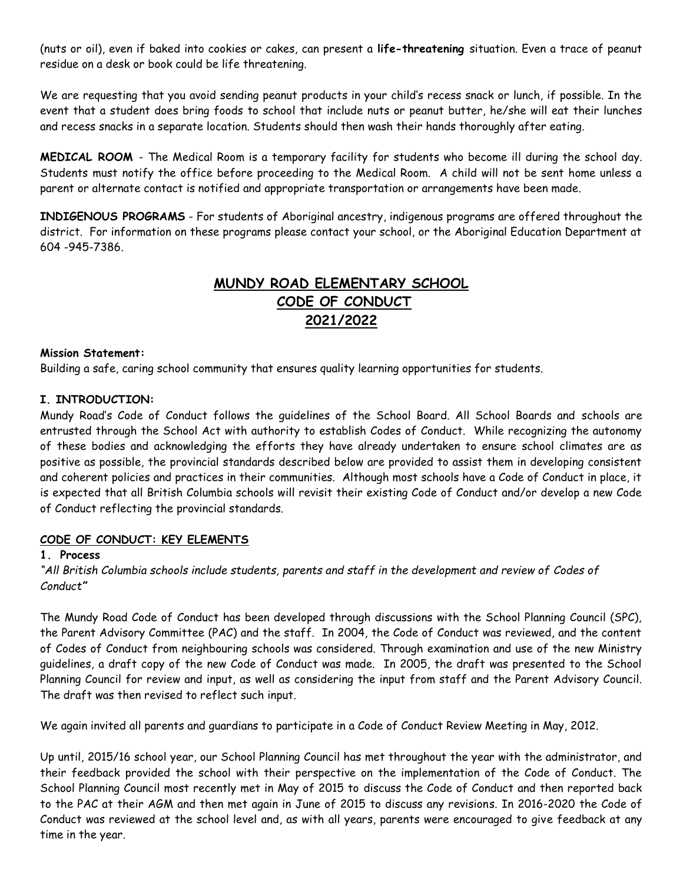(nuts or oil), even if baked into cookies or cakes, can present a **life-threatening** situation. Even a trace of peanut residue on a desk or book could be life threatening.

We are requesting that you avoid sending peanut products in your child's recess snack or lunch, if possible. In the event that a student does bring foods to school that include nuts or peanut butter, he/she will eat their lunches and recess snacks in a separate location. Students should then wash their hands thoroughly after eating.

**MEDICAL ROOM** - The Medical Room is a temporary facility for students who become ill during the school day. Students must notify the office before proceeding to the Medical Room. A child will not be sent home unless a parent or alternate contact is notified and appropriate transportation or arrangements have been made.

**INDIGENOUS PROGRAMS** - For students of Aboriginal ancestry, indigenous programs are offered throughout the district. For information on these programs please contact your school, or the Aboriginal Education Department at 604 -945-7386.

# MUNDY ROAD ELEMENTARY SCHOOL
# CODE OF CONDUCT
# 2021/2022

**Mission Statement:**
Building a safe, caring school community that ensures quality learning opportunities for students.

**I. INTRODUCTION:**
Mundy Road's Code of Conduct follows the guidelines of the School Board. All School Boards and schools are entrusted through the School Act with authority to establish Codes of Conduct. While recognizing the autonomy of these bodies and acknowledging the efforts they have already undertaken to ensure school climates are as positive as possible, the provincial standards described below are provided to assist them in developing consistent and coherent policies and practices in their communities. Although most schools have a Code of Conduct in place, it is expected that all British Columbia schools will revisit their existing Code of Conduct and/or develop a new Code of Conduct reflecting the provincial standards.

**CODE OF CONDUCT: KEY ELEMENTS**

**1. Process**

*"All British Columbia schools include students, parents and staff in the development and review of Codes of Conduct"*

The Mundy Road Code of Conduct has been developed through discussions with the School Planning Council (SPC), the Parent Advisory Committee (PAC) and the staff. In 2004, the Code of Conduct was reviewed, and the content of Codes of Conduct from neighbouring schools was considered. Through examination and use of the new Ministry guidelines, a draft copy of the new Code of Conduct was made. In 2005, the draft was presented to the School Planning Council for review and input, as well as considering the input from staff and the Parent Advisory Council. The draft was then revised to reflect such input.

We again invited all parents and guardians to participate in a Code of Conduct Review Meeting in May, 2012.

Up until, 2015/16 school year, our School Planning Council has met throughout the year with the administrator, and their feedback provided the school with their perspective on the implementation of the Code of Conduct. The School Planning Council most recently met in May of 2015 to discuss the Code of Conduct and then reported back to the PAC at their AGM and then met again in June of 2015 to discuss any revisions. In 2016-2020 the Code of Conduct was reviewed at the school level and, as with all years, parents were encouraged to give feedback at any time in the year.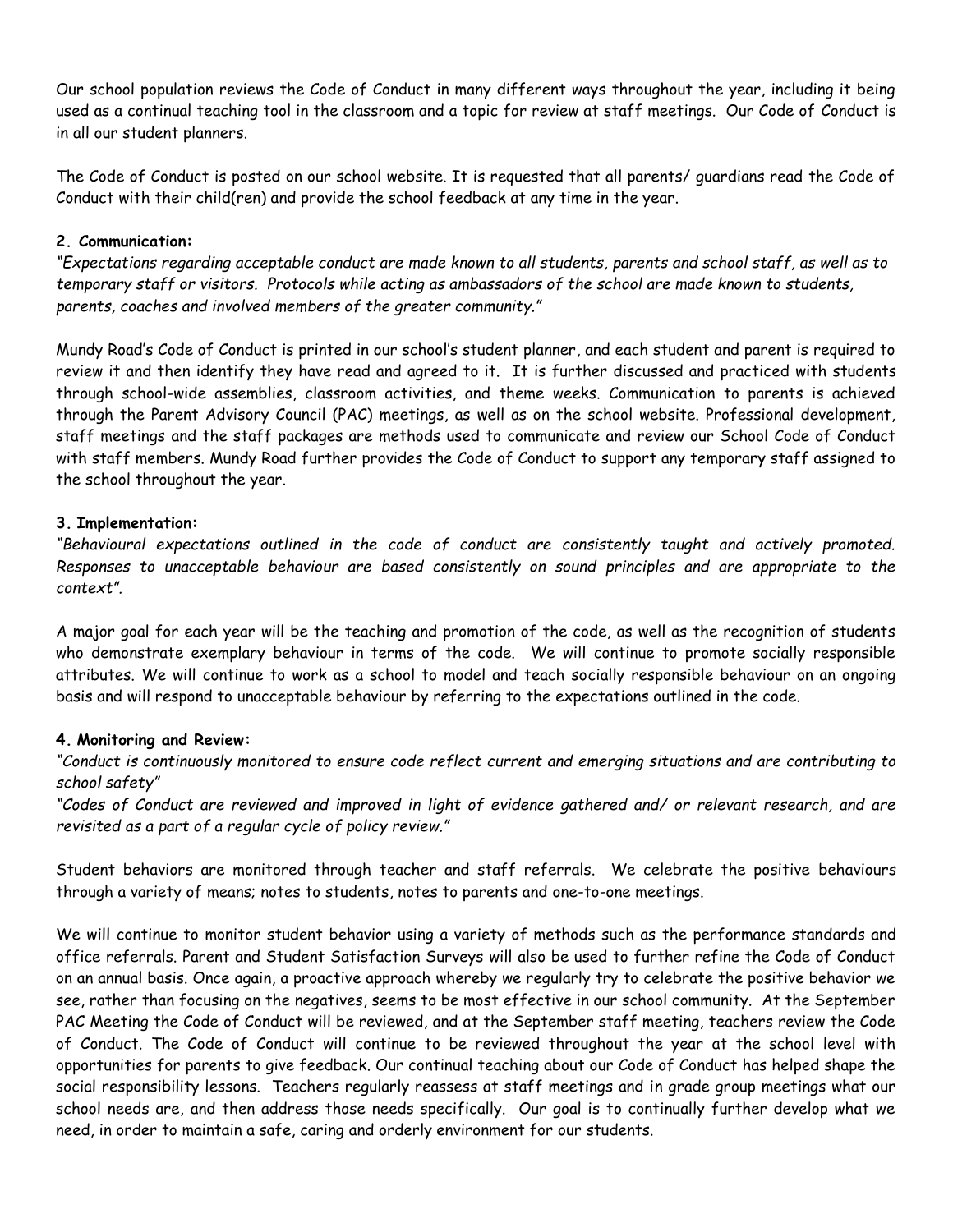Our school population reviews the Code of Conduct in many different ways throughout the year, including it being used as a continual teaching tool in the classroom and a topic for review at staff meetings. Our Code of Conduct is in all our student planners.

The Code of Conduct is posted on our school website. It is requested that all parents/ guardians read the Code of Conduct with their child(ren) and provide the school feedback at any time in the year.

**2. Communication:**

*"Expectations regarding acceptable conduct are made known to all students, parents and school staff, as well as to temporary staff or visitors. Protocols while acting as ambassadors of the school are made known to students, parents, coaches and involved members of the greater community."*

Mundy Road's Code of Conduct is printed in our school's student planner, and each student and parent is required to review it and then identify they have read and agreed to it. It is further discussed and practiced with students through school-wide assemblies, classroom activities, and theme weeks. Communication to parents is achieved through the Parent Advisory Council (PAC) meetings, as well as on the school website. Professional development, staff meetings and the staff packages are methods used to communicate and review our School Code of Conduct with staff members. Mundy Road further provides the Code of Conduct to support any temporary staff assigned to the school throughout the year.

**3. Implementation:**

*"Behavioural expectations outlined in the code of conduct are consistently taught and actively promoted. Responses to unacceptable behaviour are based consistently on sound principles and are appropriate to the context".*

A major goal for each year will be the teaching and promotion of the code, as well as the recognition of students who demonstrate exemplary behaviour in terms of the code. We will continue to promote socially responsible attributes. We will continue to work as a school to model and teach socially responsible behaviour on an ongoing basis and will respond to unacceptable behaviour by referring to the expectations outlined in the code.

**4. Monitoring and Review:**

*"Conduct is continuously monitored to ensure code reflect current and emerging situations and are contributing to school safety"*

*"Codes of Conduct are reviewed and improved in light of evidence gathered and/ or relevant research, and are revisited as a part of a regular cycle of policy review."*

Student behaviors are monitored through teacher and staff referrals. We celebrate the positive behaviours through a variety of means; notes to students, notes to parents and one-to-one meetings.

We will continue to monitor student behavior using a variety of methods such as the performance standards and office referrals. Parent and Student Satisfaction Surveys will also be used to further refine the Code of Conduct on an annual basis. Once again, a proactive approach whereby we regularly try to celebrate the positive behavior we see, rather than focusing on the negatives, seems to be most effective in our school community. At the September PAC Meeting the Code of Conduct will be reviewed, and at the September staff meeting, teachers review the Code of Conduct. The Code of Conduct will continue to be reviewed throughout the year at the school level with opportunities for parents to give feedback. Our continual teaching about our Code of Conduct has helped shape the social responsibility lessons. Teachers regularly reassess at staff meetings and in grade group meetings what our school needs are, and then address those needs specifically. Our goal is to continually further develop what we need, in order to maintain a safe, caring and orderly environment for our students.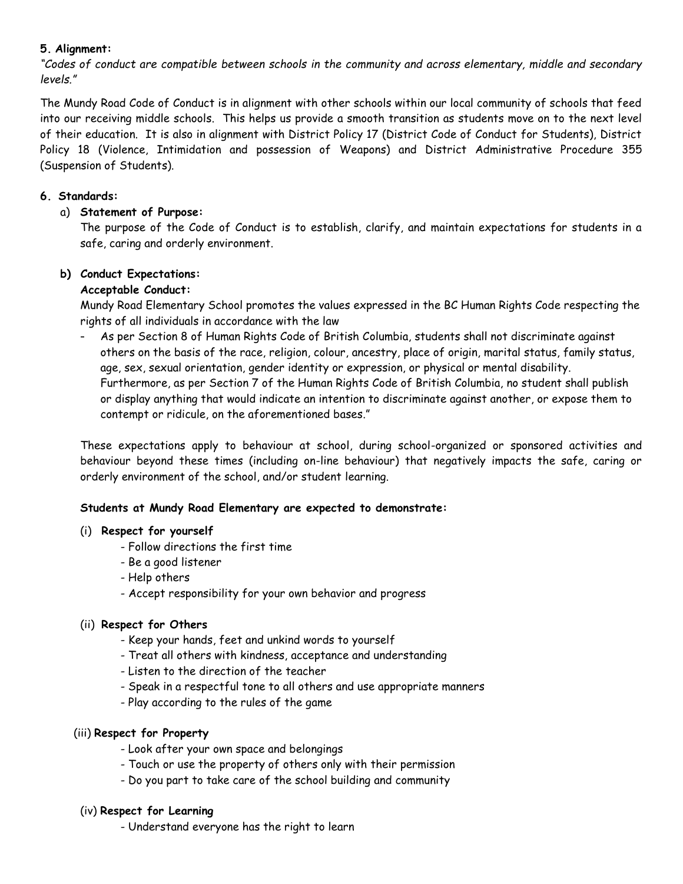**5. Alignment:**

*"Codes of conduct are compatible between schools in the community and across elementary, middle and secondary levels."*

The Mundy Road Code of Conduct is in alignment with other schools within our local community of schools that feed into our receiving middle schools. This helps us provide a smooth transition as students move on to the next level of their education. It is also in alignment with District Policy 17 (District Code of Conduct for Students), District Policy 18 (Violence, Intimidation and possession of Weapons) and District Administrative Procedure 355 (Suspension of Students).

**6. Standards:**

a) **Statement of Purpose:**

The purpose of the Code of Conduct is to establish, clarify, and maintain expectations for students in a safe, caring and orderly environment.

**b) Conduct Expectations:**

**Acceptable Conduct:**

Mundy Road Elementary School promotes the values expressed in the BC Human Rights Code respecting the rights of all individuals in accordance with the law

- As per Section 8 of Human Rights Code of British Columbia, students shall not discriminate against others on the basis of the race, religion, colour, ancestry, place of origin, marital status, family status, age, sex, sexual orientation, gender identity or expression, or physical or mental disability. Furthermore, as per Section 7 of the Human Rights Code of British Columbia, no student shall publish or display anything that would indicate an intention to discriminate against another, or expose them to contempt or ridicule, on the aforementioned bases."

These expectations apply to behaviour at school, during school-organized or sponsored activities and behaviour beyond these times (including on-line behaviour) that negatively impacts the safe, caring or orderly environment of the school, and/or student learning.

**Students at Mundy Road Elementary are expected to demonstrate:**

(i) **Respect for yourself**

- Follow directions the first time
- Be a good listener
- Help others
- Accept responsibility for your own behavior and progress

(ii) **Respect for Others**

- Keep your hands, feet and unkind words to yourself
- Treat all others with kindness, acceptance and understanding
- Listen to the direction of the teacher
- Speak in a respectful tone to all others and use appropriate manners
- Play according to the rules of the game

(iii) **Respect for Property**

- Look after your own space and belongings
- Touch or use the property of others only with their permission
- Do you part to take care of the school building and community

(iv) **Respect for Learning**

- Understand everyone has the right to learn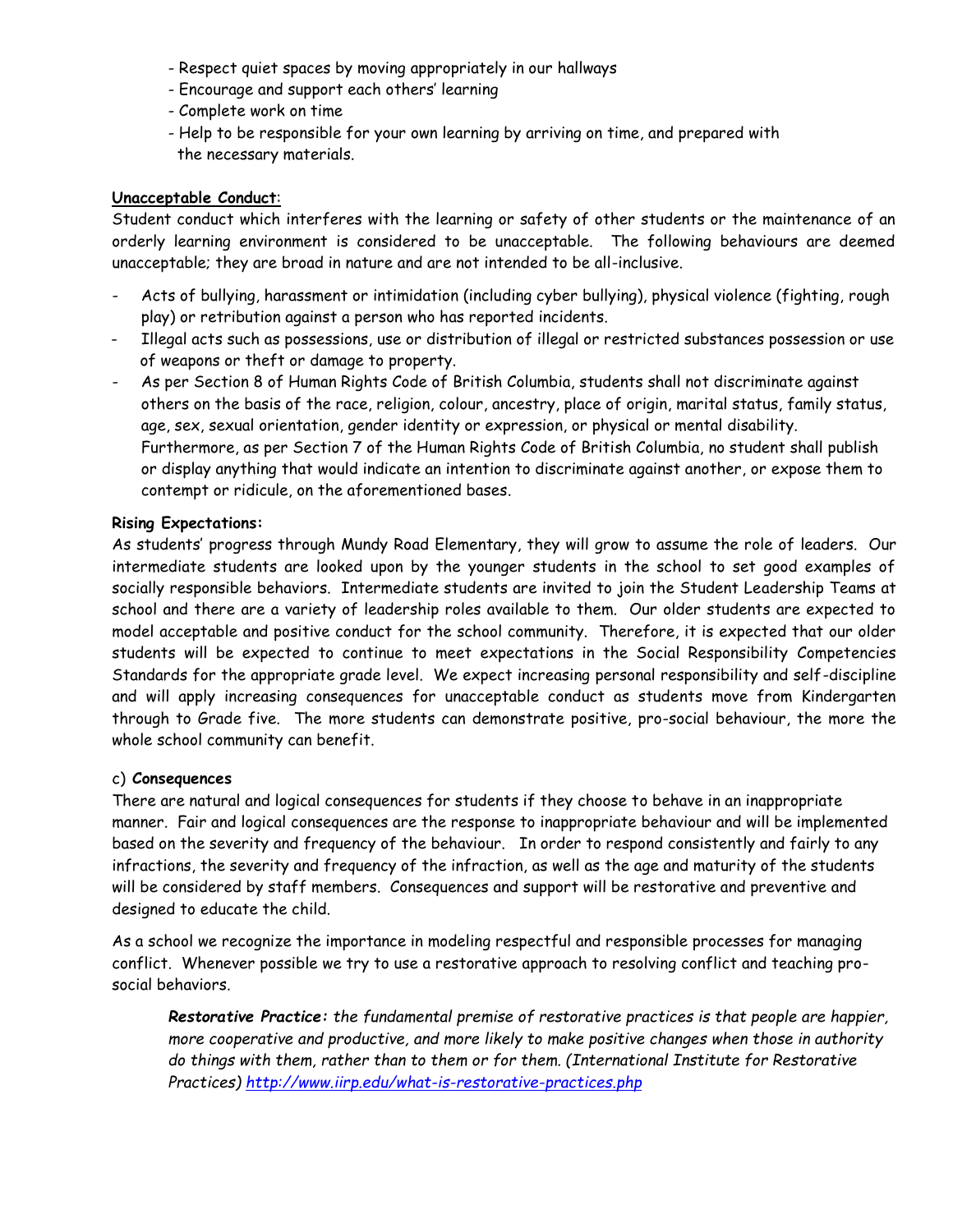- Respect quiet spaces by moving appropriately in our hallways
- Encourage and support each others' learning
- Complete work on time
- Help to be responsible for your own learning by arriving on time, and prepared with the necessary materials.

**Unacceptable Conduct**:

Student conduct which interferes with the learning or safety of other students or the maintenance of an orderly learning environment is considered to be unacceptable. The following behaviours are deemed unacceptable; they are broad in nature and are not intended to be all-inclusive.

- Acts of bullying, harassment or intimidation (including cyber bullying), physical violence (fighting, rough play) or retribution against a person who has reported incidents.
- Illegal acts such as possessions, use or distribution of illegal or restricted substances possession or use of weapons or theft or damage to property.
- As per Section 8 of Human Rights Code of British Columbia, students shall not discriminate against others on the basis of the race, religion, colour, ancestry, place of origin, marital status, family status, age, sex, sexual orientation, gender identity or expression, or physical or mental disability. Furthermore, as per Section 7 of the Human Rights Code of British Columbia, no student shall publish or display anything that would indicate an intention to discriminate against another, or expose them to contempt or ridicule, on the aforementioned bases.

**Rising Expectations:**

As students' progress through Mundy Road Elementary, they will grow to assume the role of leaders. Our intermediate students are looked upon by the younger students in the school to set good examples of socially responsible behaviors. Intermediate students are invited to join the Student Leadership Teams at school and there are a variety of leadership roles available to them. Our older students are expected to model acceptable and positive conduct for the school community. Therefore, it is expected that our older students will be expected to continue to meet expectations in the Social Responsibility Competencies Standards for the appropriate grade level. We expect increasing personal responsibility and self-discipline and will apply increasing consequences for unacceptable conduct as students move from Kindergarten through to Grade five. The more students can demonstrate positive, pro-social behaviour, the more the whole school community can benefit.

c) **Consequences**

There are natural and logical consequences for students if they choose to behave in an inappropriate manner. Fair and logical consequences are the response to inappropriate behaviour and will be implemented based on the severity and frequency of the behaviour. In order to respond consistently and fairly to any infractions, the severity and frequency of the infraction, as well as the age and maturity of the students will be considered by staff members. Consequences and support will be restorative and preventive and designed to educate the child.

As a school we recognize the importance in modeling respectful and responsible processes for managing conflict. Whenever possible we try to use a restorative approach to resolving conflict and teaching pro-social behaviors.

> ***Restorative Practice:*** *the fundamental premise of restorative practices is that people are happier, more cooperative and productive, and more likely to make positive changes when those in authority do things with them, rather than to them or for them. (International Institute for Restorative Practices) [http://www.iirp.edu/what-is-restorative-practices.php](http://www.iirp.edu/what-is-restorative-practices.php)*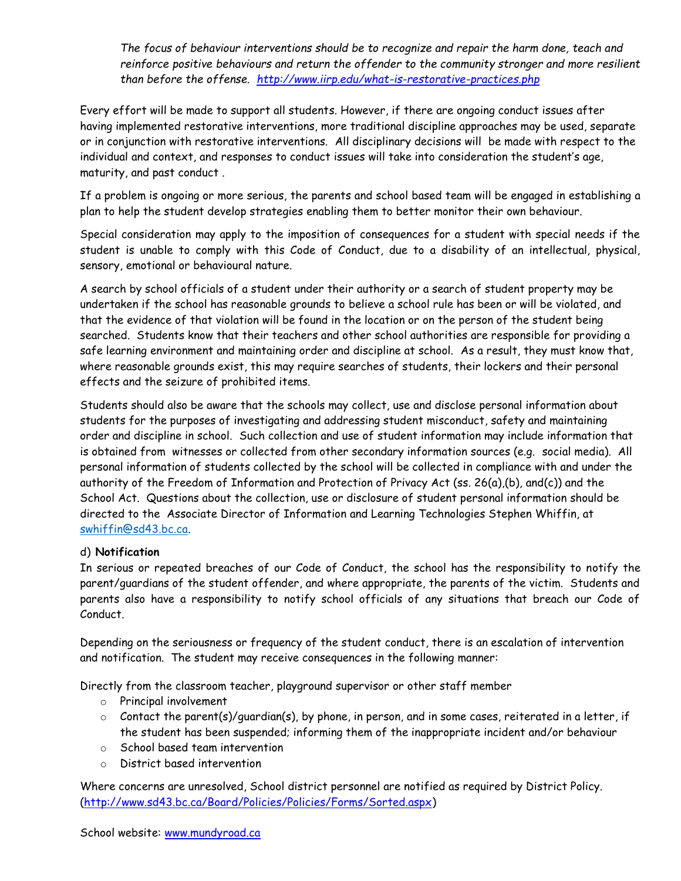*The focus of behaviour interventions should be to recognize and repair the harm done, teach and reinforce positive behaviours and return the offender to the community stronger and more resilient than before the offense. http://www.iirp.edu/what-is-restorative-practices.php*

Every effort will be made to support all students. However, if there are ongoing conduct issues after having implemented restorative interventions, more traditional discipline approaches may be used, separate or in conjunction with restorative interventions. All disciplinary decisions will be made with respect to the individual and context, and responses to conduct issues will take into consideration the student's age, maturity, and past conduct .

If a problem is ongoing or more serious, the parents and school based team will be engaged in establishing a plan to help the student develop strategies enabling them to better monitor their own behaviour.

Special consideration may apply to the imposition of consequences for a student with special needs if the student is unable to comply with this Code of Conduct, due to a disability of an intellectual, physical, sensory, emotional or behavioural nature.

A search by school officials of a student under their authority or a search of student property may be undertaken if the school has reasonable grounds to believe a school rule has been or will be violated, and that the evidence of that violation will be found in the location or on the person of the student being searched. Students know that their teachers and other school authorities are responsible for providing a safe learning environment and maintaining order and discipline at school. As a result, they must know that, where reasonable grounds exist, this may require searches of students, their lockers and their personal effects and the seizure of prohibited items.

Students should also be aware that the schools may collect, use and disclose personal information about students for the purposes of investigating and addressing student misconduct, safety and maintaining order and discipline in school. Such collection and use of student information may include information that is obtained from witnesses or collected from other secondary information sources (e.g. social media). All personal information of students collected by the school will be collected in compliance with and under the authority of the Freedom of Information and Protection of Privacy Act (ss. 26(a),(b), and(c)) and the School Act. Questions about the collection, use or disclosure of student personal information should be directed to the Associate Director of Information and Learning Technologies Stephen Whiffin, at swhiffin@sd43.bc.ca.

d) **Notification**

In serious or repeated breaches of our Code of Conduct, the school has the responsibility to notify the parent/guardians of the student offender, and where appropriate, the parents of the victim. Students and parents also have a responsibility to notify school officials of any situations that breach our Code of Conduct.

Depending on the seriousness or frequency of the student conduct, there is an escalation of intervention and notification. The student may receive consequences in the following manner:

Directly from the classroom teacher, playground supervisor or other staff member

- Principal involvement
- Contact the parent(s)/guardian(s), by phone, in person, and in some cases, reiterated in a letter, if the student has been suspended; informing them of the inappropriate incident and/or behaviour
- School based team intervention
- District based intervention

Where concerns are unresolved, School district personnel are notified as required by District Policy. (http://www.sd43.bc.ca/Board/Policies/Policies/Forms/Sorted.aspx)

School website: www.mundyroad.ca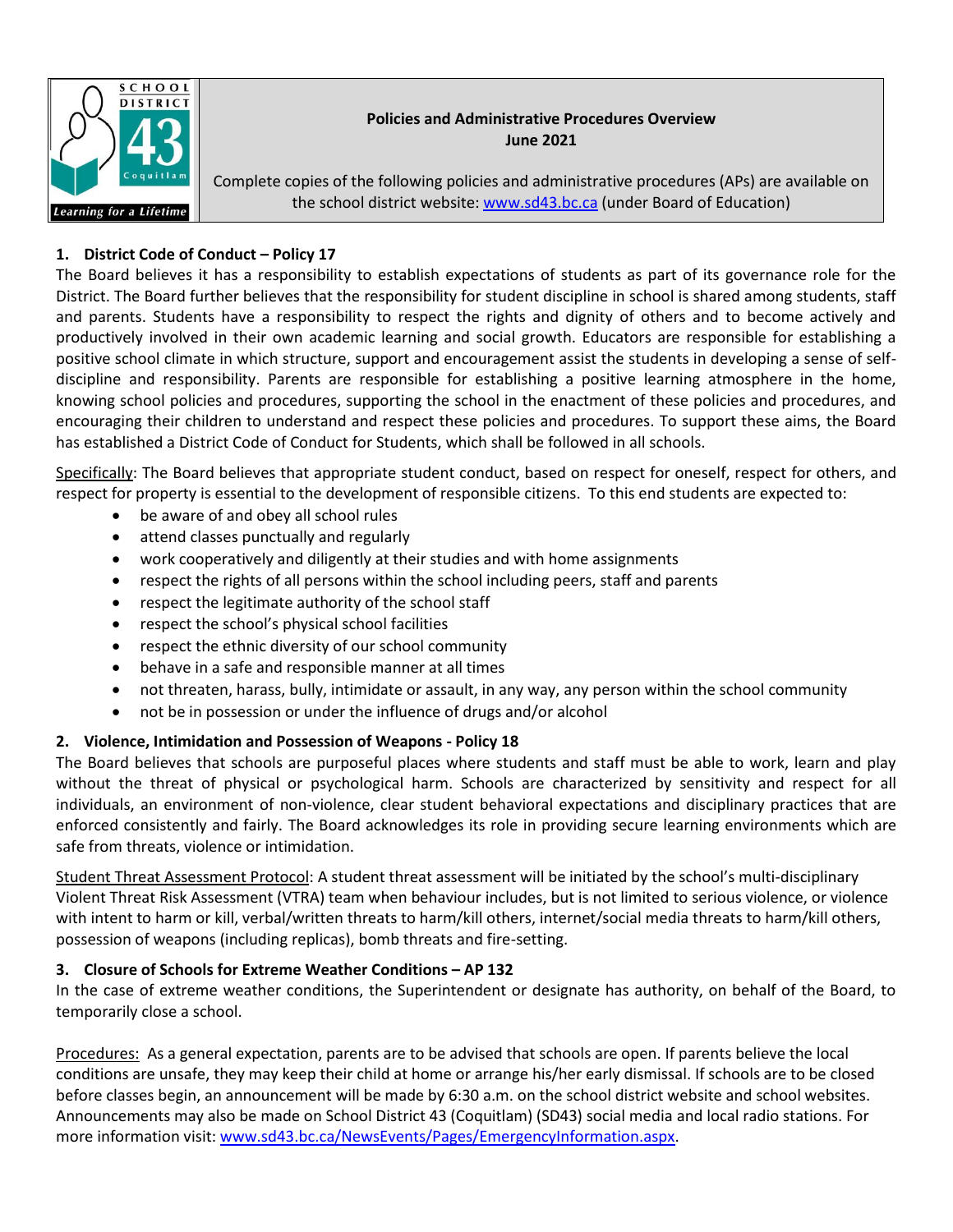**Policies and Administrative Procedures Overview**
**June 2021**

Complete copies of the following policies and administrative procedures (APs) are available on the school district website: [www.sd43.bc.ca](http://www.sd43.bc.ca) (under Board of Education)

## 1. District Code of Conduct – Policy 17

The Board believes it has a responsibility to establish expectations of students as part of its governance role for the District. The Board further believes that the responsibility for student discipline in school is shared among students, staff and parents. Students have a responsibility to respect the rights and dignity of others and to become actively and productively involved in their own academic learning and social growth. Educators are responsible for establishing a positive school climate in which structure, support and encouragement assist the students in developing a sense of self-discipline and responsibility. Parents are responsible for establishing a positive learning atmosphere in the home, knowing school policies and procedures, supporting the school in the enactment of these policies and procedures, and encouraging their children to understand and respect these policies and procedures. To support these aims, the Board has established a District Code of Conduct for Students, which shall be followed in all schools.

Specifically: The Board believes that appropriate student conduct, based on respect for oneself, respect for others, and respect for property is essential to the development of responsible citizens. To this end students are expected to:

- be aware of and obey all school rules
- attend classes punctually and regularly
- work cooperatively and diligently at their studies and with home assignments
- respect the rights of all persons within the school including peers, staff and parents
- respect the legitimate authority of the school staff
- respect the school's physical school facilities
- respect the ethnic diversity of our school community
- behave in a safe and responsible manner at all times
- not threaten, harass, bully, intimidate or assault, in any way, any person within the school community
- not be in possession or under the influence of drugs and/or alcohol

## 2. Violence, Intimidation and Possession of Weapons - Policy 18

The Board believes that schools are purposeful places where students and staff must be able to work, learn and play without the threat of physical or psychological harm. Schools are characterized by sensitivity and respect for all individuals, an environment of non-violence, clear student behavioral expectations and disciplinary practices that are enforced consistently and fairly. The Board acknowledges its role in providing secure learning environments which are safe from threats, violence or intimidation.

Student Threat Assessment Protocol: A student threat assessment will be initiated by the school's multi-disciplinary Violent Threat Risk Assessment (VTRA) team when behaviour includes, but is not limited to serious violence, or violence with intent to harm or kill, verbal/written threats to harm/kill others, internet/social media threats to harm/kill others, possession of weapons (including replicas), bomb threats and fire-setting.

## 3. Closure of Schools for Extreme Weather Conditions – AP 132

In the case of extreme weather conditions, the Superintendent or designate has authority, on behalf of the Board, to temporarily close a school.

Procedures: As a general expectation, parents are to be advised that schools are open. If parents believe the local conditions are unsafe, they may keep their child at home or arrange his/her early dismissal. If schools are to be closed before classes begin, an announcement will be made by 6:30 a.m. on the school district website and school websites. Announcements may also be made on School District 43 (Coquitlam) (SD43) social media and local radio stations. For more information visit: [www.sd43.bc.ca/NewsEvents/Pages/EmergencyInformation.aspx](http://www.sd43.bc.ca/NewsEvents/Pages/EmergencyInformation.aspx).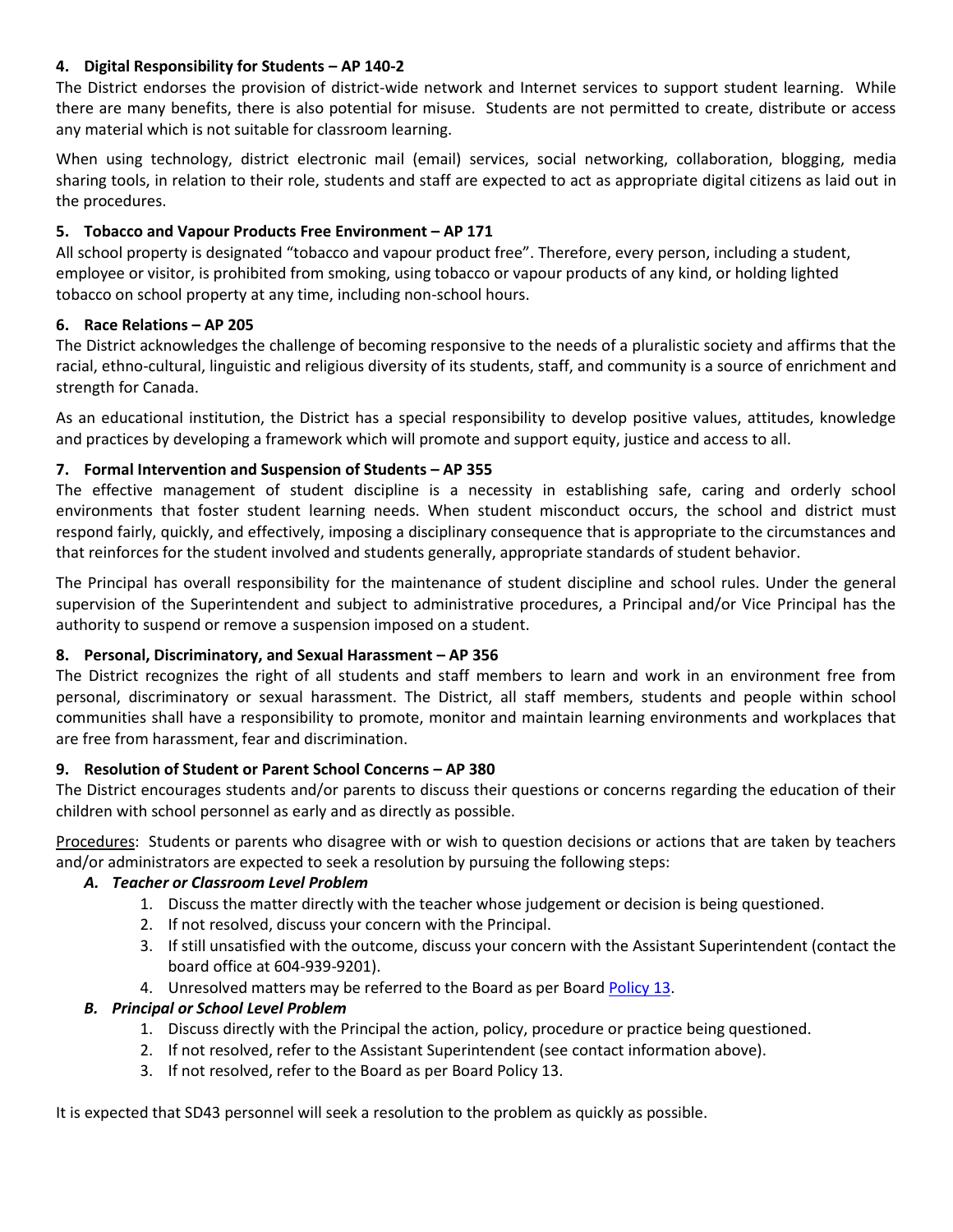### 4. Digital Responsibility for Students – AP 140-2

The District endorses the provision of district-wide network and Internet services to support student learning. While there are many benefits, there is also potential for misuse. Students are not permitted to create, distribute or access any material which is not suitable for classroom learning.

When using technology, district electronic mail (email) services, social networking, collaboration, blogging, media sharing tools, in relation to their role, students and staff are expected to act as appropriate digital citizens as laid out in the procedures.

### 5. Tobacco and Vapour Products Free Environment – AP 171

All school property is designated "tobacco and vapour product free". Therefore, every person, including a student, employee or visitor, is prohibited from smoking, using tobacco or vapour products of any kind, or holding lighted tobacco on school property at any time, including non-school hours.

### 6. Race Relations – AP 205

The District acknowledges the challenge of becoming responsive to the needs of a pluralistic society and affirms that the racial, ethno-cultural, linguistic and religious diversity of its students, staff, and community is a source of enrichment and strength for Canada.

As an educational institution, the District has a special responsibility to develop positive values, attitudes, knowledge and practices by developing a framework which will promote and support equity, justice and access to all.

### 7. Formal Intervention and Suspension of Students – AP 355

The effective management of student discipline is a necessity in establishing safe, caring and orderly school environments that foster student learning needs. When student misconduct occurs, the school and district must respond fairly, quickly, and effectively, imposing a disciplinary consequence that is appropriate to the circumstances and that reinforces for the student involved and students generally, appropriate standards of student behavior.

The Principal has overall responsibility for the maintenance of student discipline and school rules. Under the general supervision of the Superintendent and subject to administrative procedures, a Principal and/or Vice Principal has the authority to suspend or remove a suspension imposed on a student.

### 8. Personal, Discriminatory, and Sexual Harassment – AP 356

The District recognizes the right of all students and staff members to learn and work in an environment free from personal, discriminatory or sexual harassment. The District, all staff members, students and people within school communities shall have a responsibility to promote, monitor and maintain learning environments and workplaces that are free from harassment, fear and discrimination.

### 9. Resolution of Student or Parent School Concerns – AP 380

The District encourages students and/or parents to discuss their questions or concerns regarding the education of their children with school personnel as early and as directly as possible.

Procedures: Students or parents who disagree with or wish to question decisions or actions that are taken by teachers and/or administrators are expected to seek a resolution by pursuing the following steps:

***A. Teacher or Classroom Level Problem***

1. Discuss the matter directly with the teacher whose judgement or decision is being questioned.
2. If not resolved, discuss your concern with the Principal.
3. If still unsatisfied with the outcome, discuss your concern with the Assistant Superintendent (contact the board office at 604-939-9201).
4. Unresolved matters may be referred to the Board as per Board Policy 13.

***B. Principal or School Level Problem***

1. Discuss directly with the Principal the action, policy, procedure or practice being questioned.
2. If not resolved, refer to the Assistant Superintendent (see contact information above).
3. If not resolved, refer to the Board as per Board Policy 13.

It is expected that SD43 personnel will seek a resolution to the problem as quickly as possible.